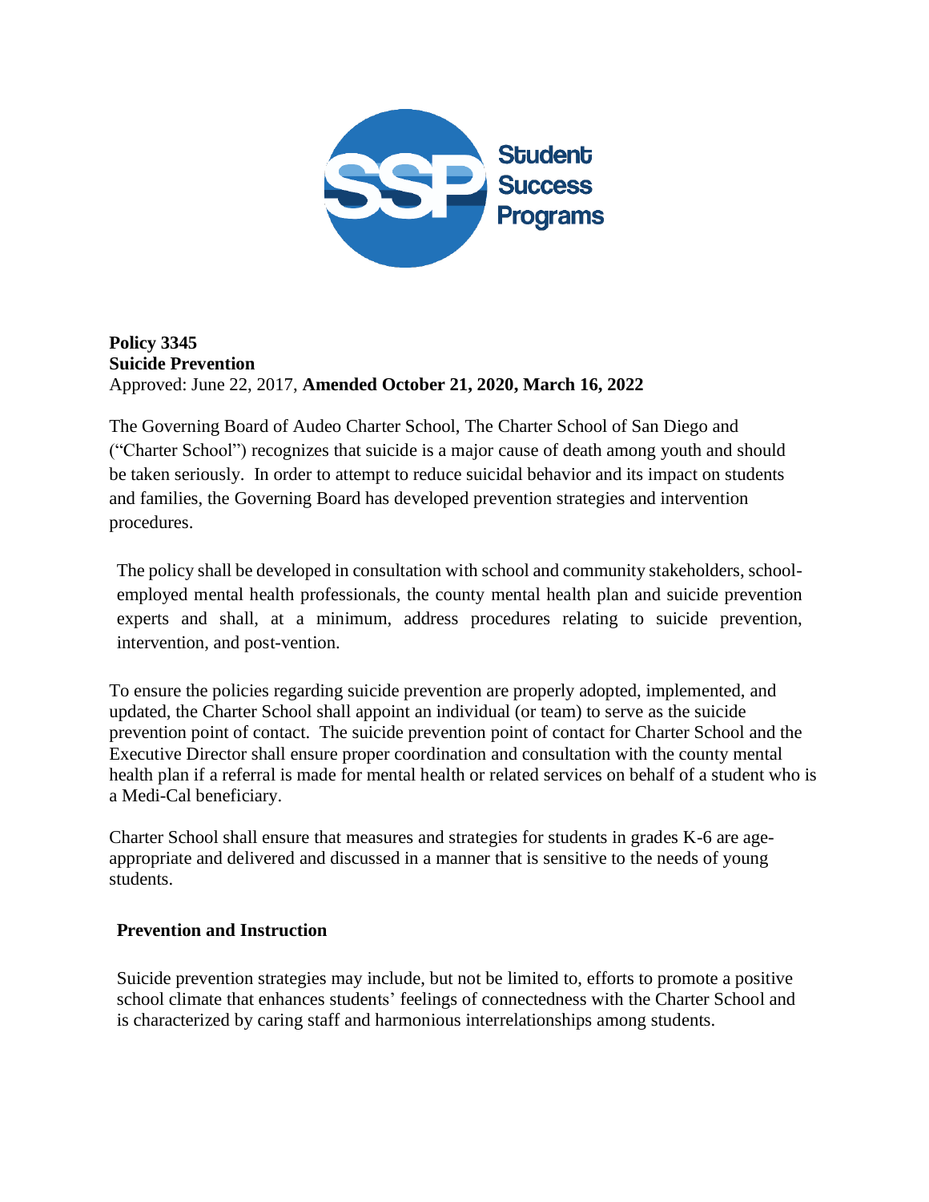**Policy 3345**
**Suicide Prevention**
Approved: June 22, 2017, **Amended October 21, 2020, March 16, 2022**

The Governing Board of Audeo Charter School, The Charter School of San Diego and ("Charter School") recognizes that suicide is a major cause of death among youth and should be taken seriously. In order to attempt to reduce suicidal behavior and its impact on students and families, the Governing Board has developed prevention strategies and intervention procedures.

The policy shall be developed in consultation with school and community stakeholders, school-employed mental health professionals, the county mental health plan and suicide prevention experts and shall, at a minimum, address procedures relating to suicide prevention, intervention, and post-vention.

To ensure the policies regarding suicide prevention are properly adopted, implemented, and updated, the Charter School shall appoint an individual (or team) to serve as the suicide prevention point of contact. The suicide prevention point of contact for Charter School and the Executive Director shall ensure proper coordination and consultation with the county mental health plan if a referral is made for mental health or related services on behalf of a student who is a Medi-Cal beneficiary.

Charter School shall ensure that measures and strategies for students in grades K-6 are age-appropriate and delivered and discussed in a manner that is sensitive to the needs of young students.

## Prevention and Instruction

Suicide prevention strategies may include, but not be limited to, efforts to promote a positive school climate that enhances students' feelings of connectedness with the Charter School and is characterized by caring staff and harmonious interrelationships among students.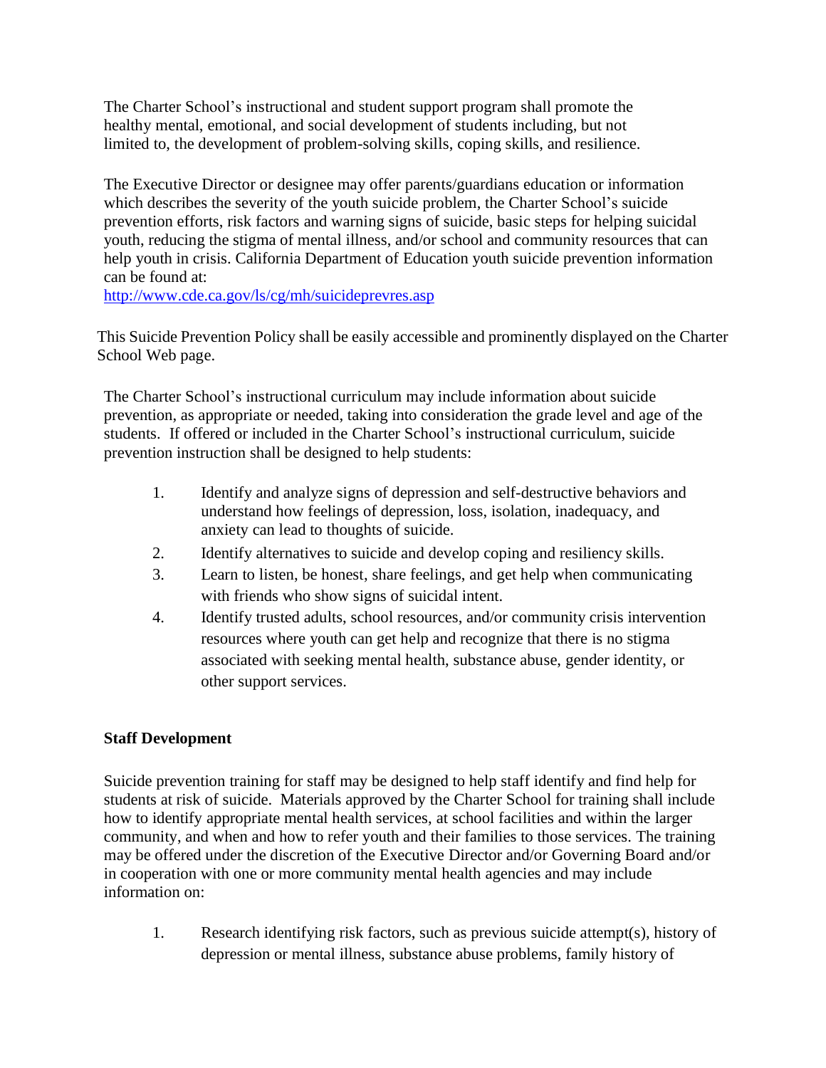The Charter School's instructional and student support program shall promote the healthy mental, emotional, and social development of students including, but not limited to, the development of problem-solving skills, coping skills, and resilience.

The Executive Director or designee may offer parents/guardians education or information which describes the severity of the youth suicide problem, the Charter School's suicide prevention efforts, risk factors and warning signs of suicide, basic steps for helping suicidal youth, reducing the stigma of mental illness, and/or school and community resources that can help youth in crisis. California Department of Education youth suicide prevention information can be found at:
http://www.cde.ca.gov/ls/cg/mh/suicideprevres.asp

This Suicide Prevention Policy shall be easily accessible and prominently displayed on the Charter School Web page.

The Charter School's instructional curriculum may include information about suicide prevention, as appropriate or needed, taking into consideration the grade level and age of the students. If offered or included in the Charter School's instructional curriculum, suicide prevention instruction shall be designed to help students:

1. Identify and analyze signs of depression and self-destructive behaviors and understand how feelings of depression, loss, isolation, inadequacy, and anxiety can lead to thoughts of suicide.
2. Identify alternatives to suicide and develop coping and resiliency skills.
3. Learn to listen, be honest, share feelings, and get help when communicating with friends who show signs of suicidal intent.
4. Identify trusted adults, school resources, and/or community crisis intervention resources where youth can get help and recognize that there is no stigma associated with seeking mental health, substance abuse, gender identity, or other support services.

**Staff Development**

Suicide prevention training for staff may be designed to help staff identify and find help for students at risk of suicide. Materials approved by the Charter School for training shall include how to identify appropriate mental health services, at school facilities and within the larger community, and when and how to refer youth and their families to those services. The training may be offered under the discretion of the Executive Director and/or Governing Board and/or in cooperation with one or more community mental health agencies and may include information on:

1. Research identifying risk factors, such as previous suicide attempt(s), history of depression or mental illness, substance abuse problems, family history of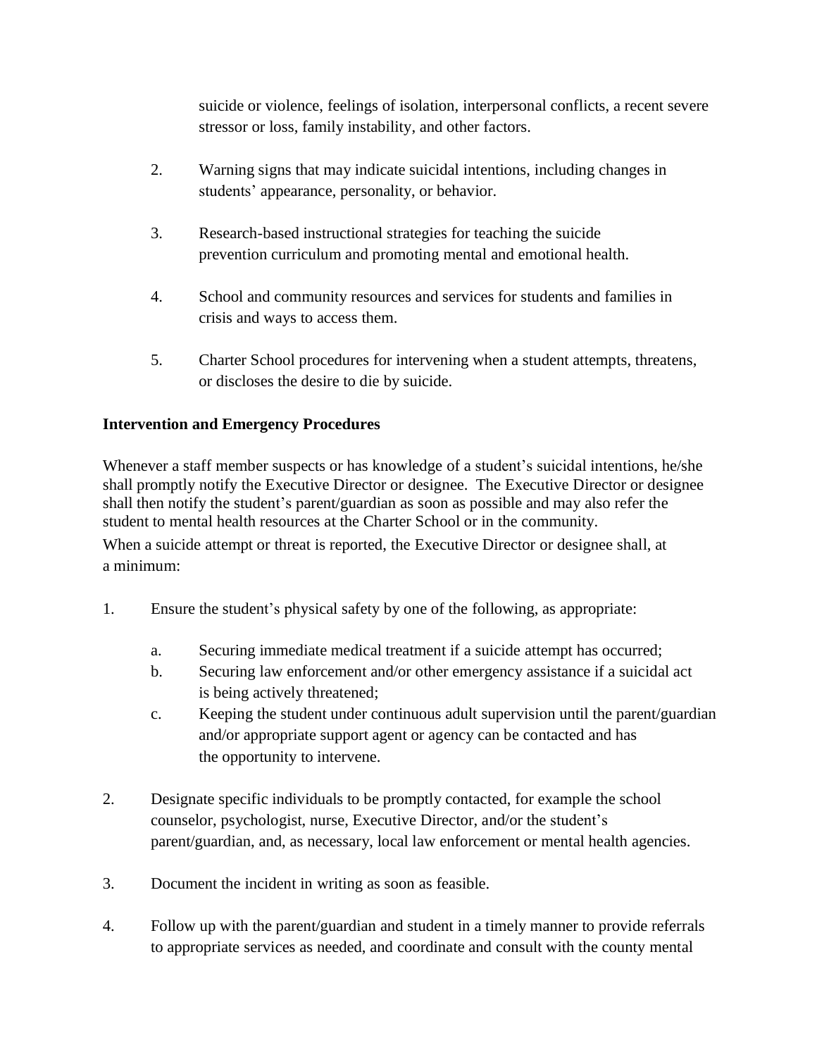suicide or violence, feelings of isolation, interpersonal conflicts, a recent severe stressor or loss, family instability, and other factors.

2. Warning signs that may indicate suicidal intentions, including changes in students' appearance, personality, or behavior.

3. Research-based instructional strategies for teaching the suicide prevention curriculum and promoting mental and emotional health.

4. School and community resources and services for students and families in crisis and ways to access them.

5. Charter School procedures for intervening when a student attempts, threatens, or discloses the desire to die by suicide.

**Intervention and Emergency Procedures**

Whenever a staff member suspects or has knowledge of a student's suicidal intentions, he/she shall promptly notify the Executive Director or designee. The Executive Director or designee shall then notify the student's parent/guardian as soon as possible and may also refer the student to mental health resources at the Charter School or in the community.

When a suicide attempt or threat is reported, the Executive Director or designee shall, at a minimum:

1. Ensure the student's physical safety by one of the following, as appropriate:

   a. Securing immediate medical treatment if a suicide attempt has occurred;

   b. Securing law enforcement and/or other emergency assistance if a suicidal act is being actively threatened;

   c. Keeping the student under continuous adult supervision until the parent/guardian and/or appropriate support agent or agency can be contacted and has the opportunity to intervene.

2. Designate specific individuals to be promptly contacted, for example the school counselor, psychologist, nurse, Executive Director, and/or the student's parent/guardian, and, as necessary, local law enforcement or mental health agencies.

3. Document the incident in writing as soon as feasible.

4. Follow up with the parent/guardian and student in a timely manner to provide referrals to appropriate services as needed, and coordinate and consult with the county mental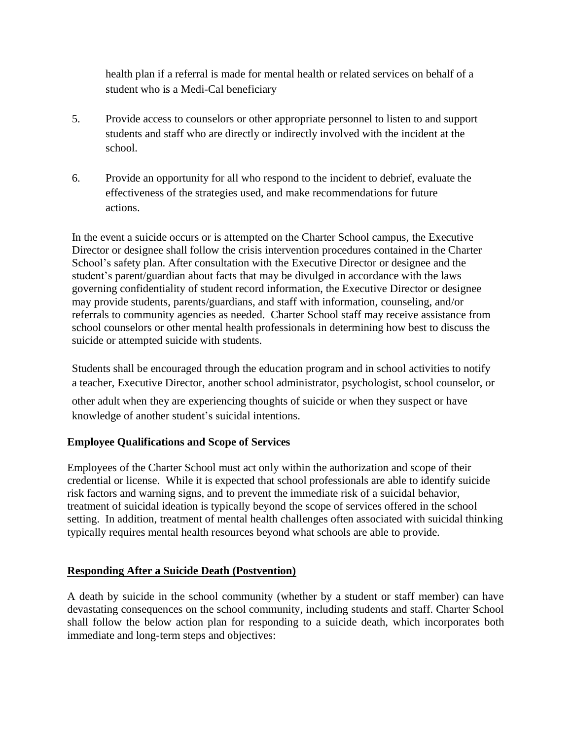health plan if a referral is made for mental health or related services on behalf of a student who is a Medi-Cal beneficiary

5. Provide access to counselors or other appropriate personnel to listen to and support students and staff who are directly or indirectly involved with the incident at the school.

6. Provide an opportunity for all who respond to the incident to debrief, evaluate the effectiveness of the strategies used, and make recommendations for future actions.

In the event a suicide occurs or is attempted on the Charter School campus, the Executive Director or designee shall follow the crisis intervention procedures contained in the Charter School's safety plan. After consultation with the Executive Director or designee and the student's parent/guardian about facts that may be divulged in accordance with the laws governing confidentiality of student record information, the Executive Director or designee may provide students, parents/guardians, and staff with information, counseling, and/or referrals to community agencies as needed. Charter School staff may receive assistance from school counselors or other mental health professionals in determining how best to discuss the suicide or attempted suicide with students.

Students shall be encouraged through the education program and in school activities to notify a teacher, Executive Director, another school administrator, psychologist, school counselor, or other adult when they are experiencing thoughts of suicide or when they suspect or have knowledge of another student's suicidal intentions.

**Employee Qualifications and Scope of Services**

Employees of the Charter School must act only within the authorization and scope of their credential or license. While it is expected that school professionals are able to identify suicide risk factors and warning signs, and to prevent the immediate risk of a suicidal behavior, treatment of suicidal ideation is typically beyond the scope of services offered in the school setting. In addition, treatment of mental health challenges often associated with suicidal thinking typically requires mental health resources beyond what schools are able to provide.

**Responding After a Suicide Death (Postvention)**

A death by suicide in the school community (whether by a student or staff member) can have devastating consequences on the school community, including students and staff. Charter School shall follow the below action plan for responding to a suicide death, which incorporates both immediate and long-term steps and objectives: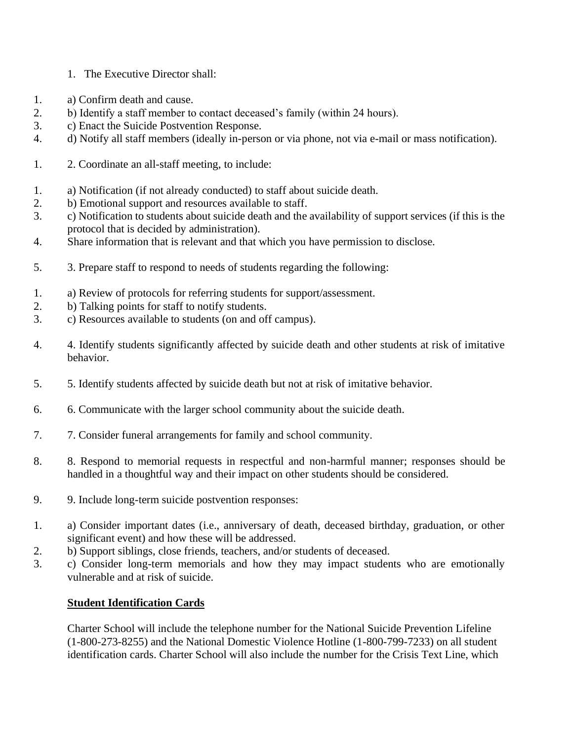1. The Executive Director shall:

1. a) Confirm death and cause.
2. b) Identify a staff member to contact deceased's family (within 24 hours).
3. c) Enact the Suicide Postvention Response.
4. d) Notify all staff members (ideally in-person or via phone, not via e-mail or mass notification).

1. 2. Coordinate an all-staff meeting, to include:

1. a) Notification (if not already conducted) to staff about suicide death.
2. b) Emotional support and resources available to staff.
3. c) Notification to students about suicide death and the availability of support services (if this is the protocol that is decided by administration).
4. Share information that is relevant and that which you have permission to disclose.

5. 3. Prepare staff to respond to needs of students regarding the following:

1. a) Review of protocols for referring students for support/assessment.
2. b) Talking points for staff to notify students.
3. c) Resources available to students (on and off campus).

4. 4. Identify students significantly affected by suicide death and other students at risk of imitative behavior.

5. 5. Identify students affected by suicide death but not at risk of imitative behavior.

6. 6. Communicate with the larger school community about the suicide death.

7. 7. Consider funeral arrangements for family and school community.

8. 8. Respond to memorial requests in respectful and non-harmful manner; responses should be handled in a thoughtful way and their impact on other students should be considered.

9. 9. Include long-term suicide postvention responses:

1. a) Consider important dates (i.e., anniversary of death, deceased birthday, graduation, or other significant event) and how these will be addressed.
2. b) Support siblings, close friends, teachers, and/or students of deceased.
3. c) Consider long-term memorials and how they may impact students who are emotionally vulnerable and at risk of suicide.

**Student Identification Cards**

Charter School will include the telephone number for the National Suicide Prevention Lifeline (1-800-273-8255) and the National Domestic Violence Hotline (1-800-799-7233) on all student identification cards. Charter School will also include the number for the Crisis Text Line, which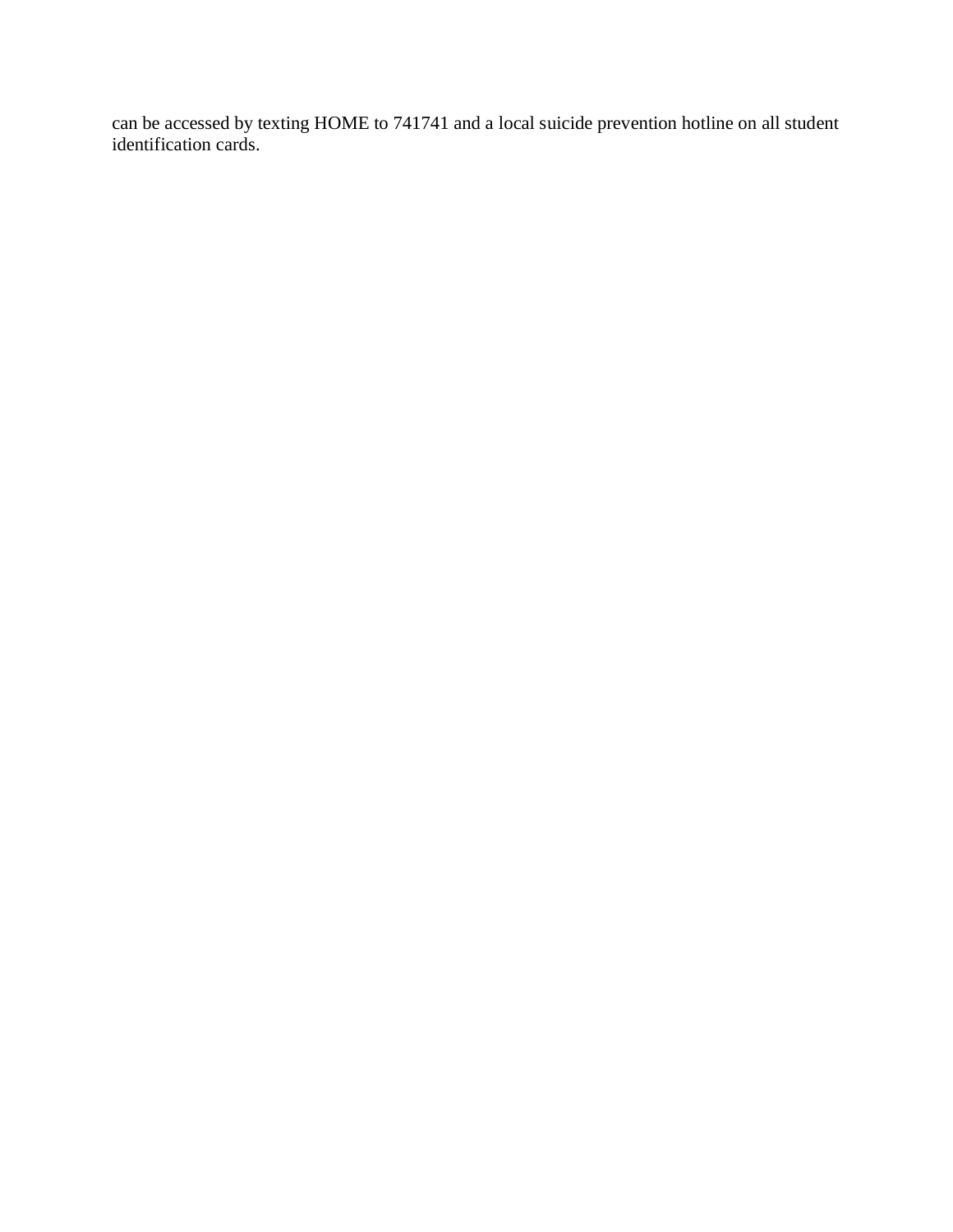can be accessed by texting HOME to 741741 and a local suicide prevention hotline on all student identification cards.